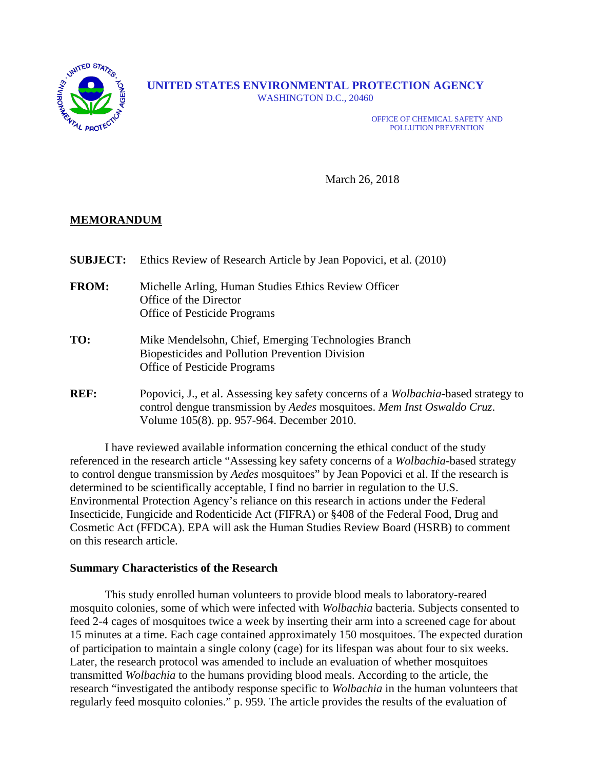**UNITED STATES ENVIRONMENTAL PROTECTION AGENCY**
WASHINGTON D.C., 20460

OFFICE OF CHEMICAL SAFETY AND
POLLUTION PREVENTION

March 26, 2018

**MEMORANDUM**

**SUBJECT:** Ethics Review of Research Article by Jean Popovici, et al. (2010)

**FROM:** Michelle Arling, Human Studies Ethics Review Officer
Office of the Director
Office of Pesticide Programs

**TO:** Mike Mendelsohn, Chief, Emerging Technologies Branch
Biopesticides and Pollution Prevention Division
Office of Pesticide Programs

**REF:** Popovici, J., et al. Assessing key safety concerns of a *Wolbachia*-based strategy to control dengue transmission by *Aedes* mosquitoes. *Mem Inst Oswaldo Cruz*. Volume 105(8). pp. 957-964. December 2010.

I have reviewed available information concerning the ethical conduct of the study referenced in the research article "Assessing key safety concerns of a *Wolbachia*-based strategy to control dengue transmission by *Aedes* mosquitoes" by Jean Popovici et al. If the research is determined to be scientifically acceptable, I find no barrier in regulation to the U.S. Environmental Protection Agency's reliance on this research in actions under the Federal Insecticide, Fungicide and Rodenticide Act (FIFRA) or §408 of the Federal Food, Drug and Cosmetic Act (FFDCA). EPA will ask the Human Studies Review Board (HSRB) to comment on this research article.

**Summary Characteristics of the Research**

This study enrolled human volunteers to provide blood meals to laboratory-reared mosquito colonies, some of which were infected with *Wolbachia* bacteria. Subjects consented to feed 2-4 cages of mosquitoes twice a week by inserting their arm into a screened cage for about 15 minutes at a time. Each cage contained approximately 150 mosquitoes. The expected duration of participation to maintain a single colony (cage) for its lifespan was about four to six weeks. Later, the research protocol was amended to include an evaluation of whether mosquitoes transmitted *Wolbachia* to the humans providing blood meals. According to the article, the research "investigated the antibody response specific to *Wolbachia* in the human volunteers that regularly feed mosquito colonies." p. 959. The article provides the results of the evaluation of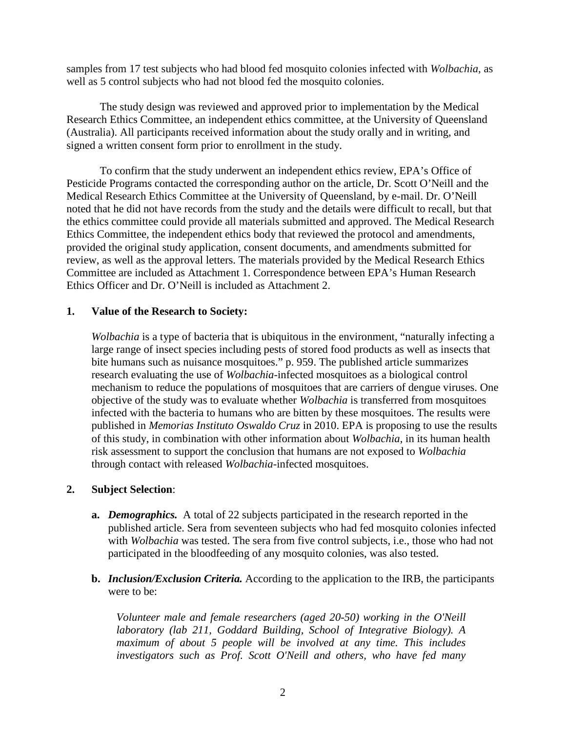samples from 17 test subjects who had blood fed mosquito colonies infected with *Wolbachia*, as well as 5 control subjects who had not blood fed the mosquito colonies.

The study design was reviewed and approved prior to implementation by the Medical Research Ethics Committee, an independent ethics committee, at the University of Queensland (Australia). All participants received information about the study orally and in writing, and signed a written consent form prior to enrollment in the study.

To confirm that the study underwent an independent ethics review, EPA's Office of Pesticide Programs contacted the corresponding author on the article, Dr. Scott O'Neill and the Medical Research Ethics Committee at the University of Queensland, by e-mail. Dr. O'Neill noted that he did not have records from the study and the details were difficult to recall, but that the ethics committee could provide all materials submitted and approved. The Medical Research Ethics Committee, the independent ethics body that reviewed the protocol and amendments, provided the original study application, consent documents, and amendments submitted for review, as well as the approval letters. The materials provided by the Medical Research Ethics Committee are included as Attachment 1. Correspondence between EPA's Human Research Ethics Officer and Dr. O'Neill is included as Attachment 2.

**1. Value of the Research to Society:**

*Wolbachia* is a type of bacteria that is ubiquitous in the environment, "naturally infecting a large range of insect species including pests of stored food products as well as insects that bite humans such as nuisance mosquitoes." p. 959. The published article summarizes research evaluating the use of *Wolbachia*-infected mosquitoes as a biological control mechanism to reduce the populations of mosquitoes that are carriers of dengue viruses. One objective of the study was to evaluate whether *Wolbachia* is transferred from mosquitoes infected with the bacteria to humans who are bitten by these mosquitoes. The results were published in *Memorias Instituto Oswaldo Cruz* in 2010. EPA is proposing to use the results of this study, in combination with other information about *Wolbachia*, in its human health risk assessment to support the conclusion that humans are not exposed to *Wolbachia* through contact with released *Wolbachia*-infected mosquitoes.

**2. Subject Selection**:

**a.** ***Demographics.*** A total of 22 subjects participated in the research reported in the published article. Sera from seventeen subjects who had fed mosquito colonies infected with *Wolbachia* was tested. The sera from five control subjects, i.e., those who had not participated in the bloodfeeding of any mosquito colonies, was also tested.

**b.** ***Inclusion/Exclusion Criteria.*** According to the application to the IRB, the participants were to be:

> *Volunteer male and female researchers (aged 20-50) working in the O'Neill laboratory (lab 211, Goddard Building, School of Integrative Biology). A maximum of about 5 people will be involved at any time. This includes investigators such as Prof. Scott O'Neill and others, who have fed many*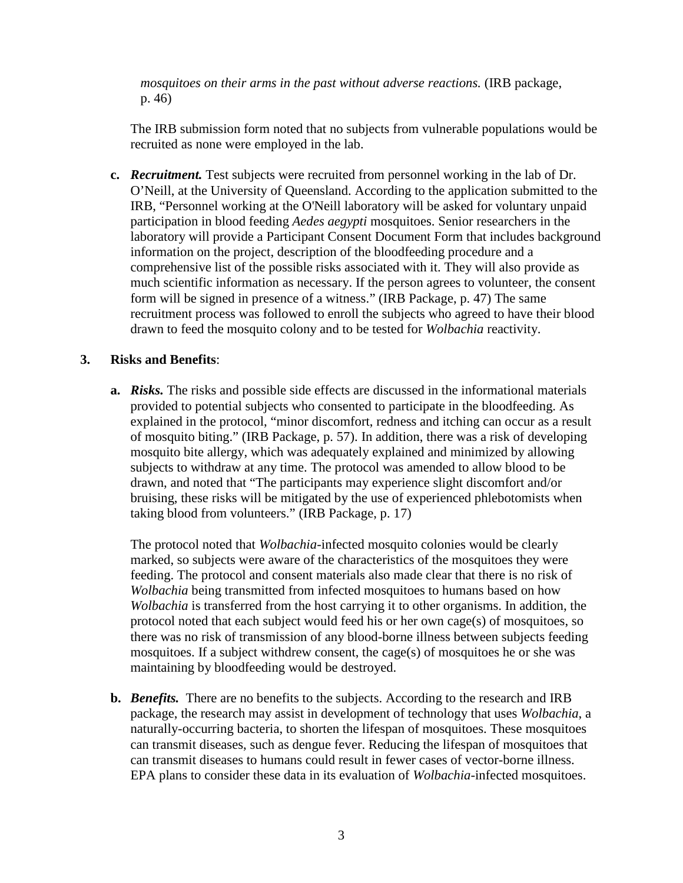*mosquitoes on their arms in the past without adverse reactions.* (IRB package, p. 46)

The IRB submission form noted that no subjects from vulnerable populations would be recruited as none were employed in the lab.

**c.** ***Recruitment.*** Test subjects were recruited from personnel working in the lab of Dr. O'Neill, at the University of Queensland. According to the application submitted to the IRB, "Personnel working at the O'Neill laboratory will be asked for voluntary unpaid participation in blood feeding *Aedes aegypti* mosquitoes. Senior researchers in the laboratory will provide a Participant Consent Document Form that includes background information on the project, description of the bloodfeeding procedure and a comprehensive list of the possible risks associated with it. They will also provide as much scientific information as necessary. If the person agrees to volunteer, the consent form will be signed in presence of a witness." (IRB Package, p. 47) The same recruitment process was followed to enroll the subjects who agreed to have their blood drawn to feed the mosquito colony and to be tested for *Wolbachia* reactivity.

**3. Risks and Benefits**:

**a.** ***Risks.*** The risks and possible side effects are discussed in the informational materials provided to potential subjects who consented to participate in the bloodfeeding. As explained in the protocol, "minor discomfort, redness and itching can occur as a result of mosquito biting." (IRB Package, p. 57). In addition, there was a risk of developing mosquito bite allergy, which was adequately explained and minimized by allowing subjects to withdraw at any time. The protocol was amended to allow blood to be drawn, and noted that "The participants may experience slight discomfort and/or bruising, these risks will be mitigated by the use of experienced phlebotomists when taking blood from volunteers." (IRB Package, p. 17)

The protocol noted that *Wolbachia*-infected mosquito colonies would be clearly marked, so subjects were aware of the characteristics of the mosquitoes they were feeding. The protocol and consent materials also made clear that there is no risk of *Wolbachia* being transmitted from infected mosquitoes to humans based on how *Wolbachia* is transferred from the host carrying it to other organisms. In addition, the protocol noted that each subject would feed his or her own cage(s) of mosquitoes, so there was no risk of transmission of any blood-borne illness between subjects feeding mosquitoes. If a subject withdrew consent, the cage(s) of mosquitoes he or she was maintaining by bloodfeeding would be destroyed.

**b.** ***Benefits.*** There are no benefits to the subjects. According to the research and IRB package, the research may assist in development of technology that uses *Wolbachia*, a naturally-occurring bacteria, to shorten the lifespan of mosquitoes. These mosquitoes can transmit diseases, such as dengue fever. Reducing the lifespan of mosquitoes that can transmit diseases to humans could result in fewer cases of vector-borne illness. EPA plans to consider these data in its evaluation of *Wolbachia*-infected mosquitoes.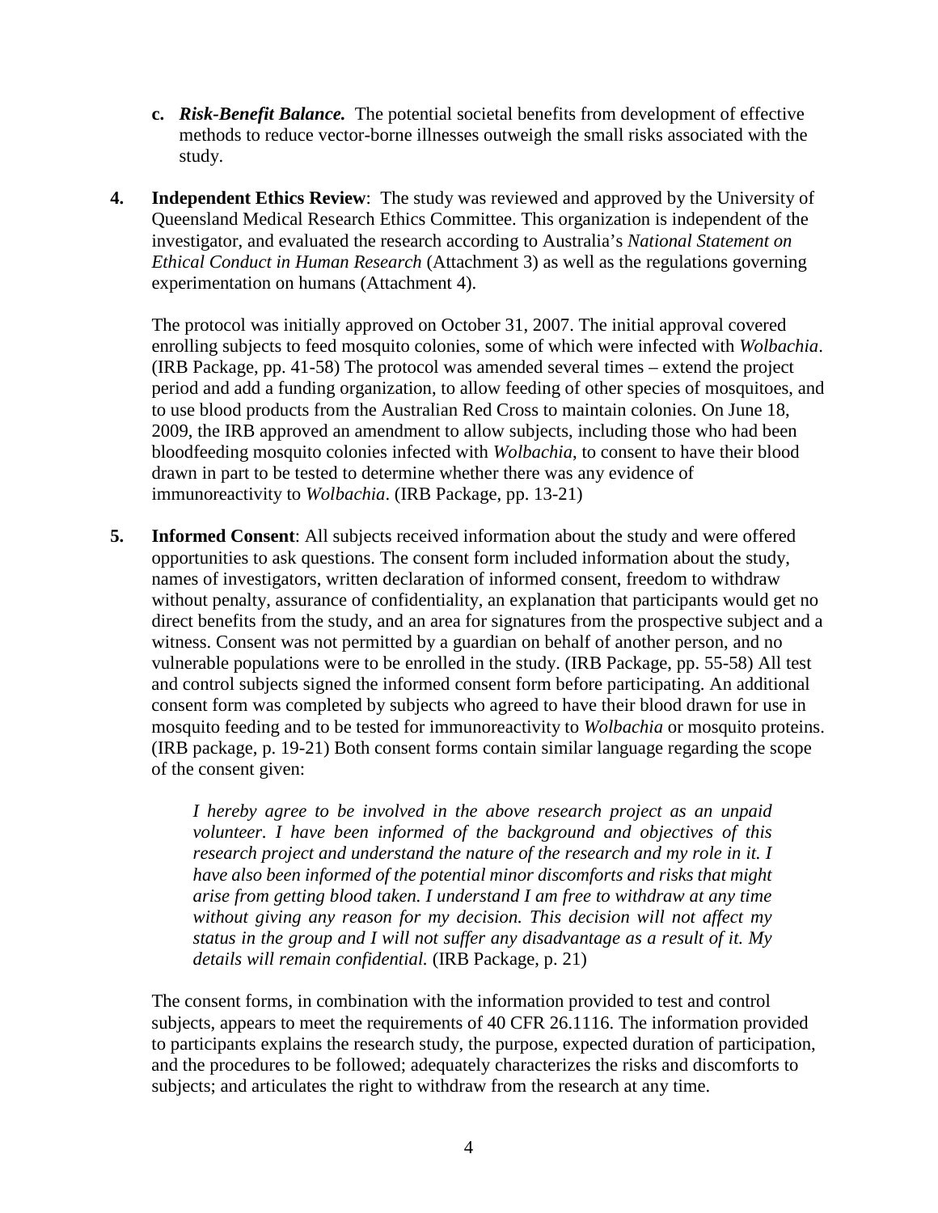c. ***Risk-Benefit Balance.*** The potential societal benefits from development of effective methods to reduce vector-borne illnesses outweigh the small risks associated with the study.

4. **Independent Ethics Review**: The study was reviewed and approved by the University of Queensland Medical Research Ethics Committee. This organization is independent of the investigator, and evaluated the research according to Australia's *National Statement on Ethical Conduct in Human Research* (Attachment 3) as well as the regulations governing experimentation on humans (Attachment 4).

   The protocol was initially approved on October 31, 2007. The initial approval covered enrolling subjects to feed mosquito colonies, some of which were infected with *Wolbachia*. (IRB Package, pp. 41-58) The protocol was amended several times – extend the project period and add a funding organization, to allow feeding of other species of mosquitoes, and to use blood products from the Australian Red Cross to maintain colonies. On June 18, 2009, the IRB approved an amendment to allow subjects, including those who had been bloodfeeding mosquito colonies infected with *Wolbachia*, to consent to have their blood drawn in part to be tested to determine whether there was any evidence of immunoreactivity to *Wolbachia*. (IRB Package, pp. 13-21)

5. **Informed Consent**: All subjects received information about the study and were offered opportunities to ask questions. The consent form included information about the study, names of investigators, written declaration of informed consent, freedom to withdraw without penalty, assurance of confidentiality, an explanation that participants would get no direct benefits from the study, and an area for signatures from the prospective subject and a witness. Consent was not permitted by a guardian on behalf of another person, and no vulnerable populations were to be enrolled in the study. (IRB Package, pp. 55-58) All test and control subjects signed the informed consent form before participating. An additional consent form was completed by subjects who agreed to have their blood drawn for use in mosquito feeding and to be tested for immunoreactivity to *Wolbachia* or mosquito proteins. (IRB package, p. 19-21) Both consent forms contain similar language regarding the scope of the consent given:

   > *I hereby agree to be involved in the above research project as an unpaid volunteer. I have been informed of the background and objectives of this research project and understand the nature of the research and my role in it. I have also been informed of the potential minor discomforts and risks that might arise from getting blood taken. I understand I am free to withdraw at any time without giving any reason for my decision. This decision will not affect my status in the group and I will not suffer any disadvantage as a result of it. My details will remain confidential.* (IRB Package, p. 21)

   The consent forms, in combination with the information provided to test and control subjects, appears to meet the requirements of 40 CFR 26.1116. The information provided to participants explains the research study, the purpose, expected duration of participation, and the procedures to be followed; adequately characterizes the risks and discomforts to subjects; and articulates the right to withdraw from the research at any time.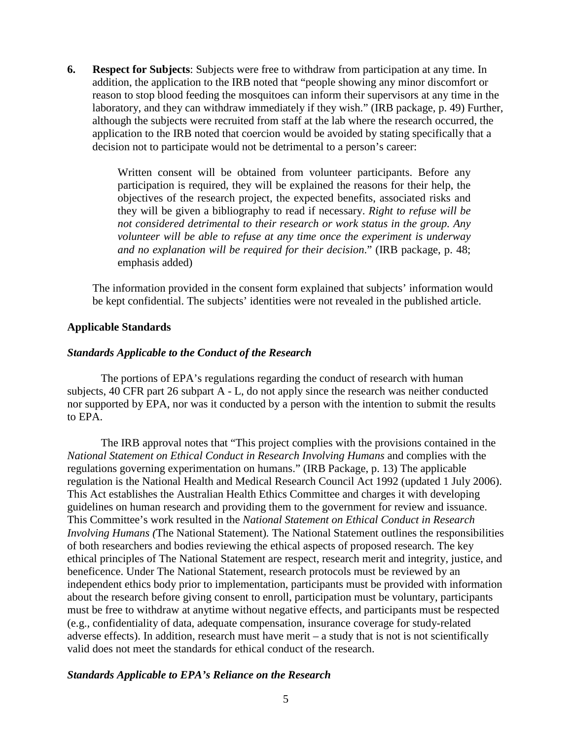6. **Respect for Subjects**: Subjects were free to withdraw from participation at any time. In addition, the application to the IRB noted that "people showing any minor discomfort or reason to stop blood feeding the mosquitoes can inform their supervisors at any time in the laboratory, and they can withdraw immediately if they wish." (IRB package, p. 49) Further, although the subjects were recruited from staff at the lab where the research occurred, the application to the IRB noted that coercion would be avoided by stating specifically that a decision not to participate would not be detrimental to a person's career:

   > Written consent will be obtained from volunteer participants. Before any participation is required, they will be explained the reasons for their help, the objectives of the research project, the expected benefits, associated risks and they will be given a bibliography to read if necessary. *Right to refuse will be not considered detrimental to their research or work status in the group. Any volunteer will be able to refuse at any time once the experiment is underway and no explanation will be required for their decision*." (IRB package, p. 48; emphasis added)

   The information provided in the consent form explained that subjects' information would be kept confidential. The subjects' identities were not revealed in the published article.

## Applicable Standards

### *Standards Applicable to the Conduct of the Research*

The portions of EPA's regulations regarding the conduct of research with human subjects, 40 CFR part 26 subpart A - L, do not apply since the research was neither conducted nor supported by EPA, nor was it conducted by a person with the intention to submit the results to EPA.

The IRB approval notes that "This project complies with the provisions contained in the *National Statement on Ethical Conduct in Research Involving Humans* and complies with the regulations governing experimentation on humans." (IRB Package, p. 13) The applicable regulation is the National Health and Medical Research Council Act 1992 (updated 1 July 2006). This Act establishes the Australian Health Ethics Committee and charges it with developing guidelines on human research and providing them to the government for review and issuance. This Committee's work resulted in the *National Statement on Ethical Conduct in Research Involving Humans (*The National Statement)*.* The National Statement outlines the responsibilities of both researchers and bodies reviewing the ethical aspects of proposed research. The key ethical principles of The National Statement are respect, research merit and integrity, justice, and beneficence. Under The National Statement, research protocols must be reviewed by an independent ethics body prior to implementation, participants must be provided with information about the research before giving consent to enroll, participation must be voluntary, participants must be free to withdraw at anytime without negative effects, and participants must be respected (e.g., confidentiality of data, adequate compensation, insurance coverage for study-related adverse effects). In addition, research must have merit – a study that is not is not scientifically valid does not meet the standards for ethical conduct of the research.

### *Standards Applicable to EPA's Reliance on the Research*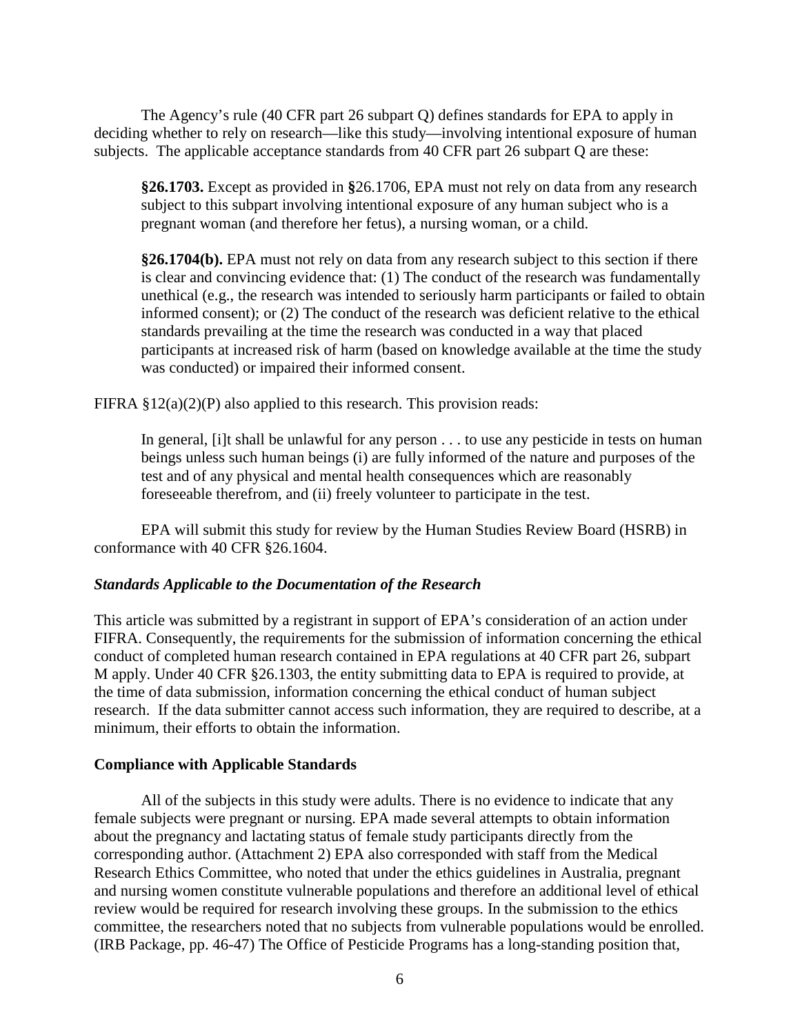The Agency's rule (40 CFR part 26 subpart Q) defines standards for EPA to apply in deciding whether to rely on research—like this study—involving intentional exposure of human subjects. The applicable acceptance standards from 40 CFR part 26 subpart Q are these:

> **§26.1703.** Except as provided in **§**26.1706, EPA must not rely on data from any research subject to this subpart involving intentional exposure of any human subject who is a pregnant woman (and therefore her fetus), a nursing woman, or a child.
>
> **§26.1704(b).** EPA must not rely on data from any research subject to this section if there is clear and convincing evidence that: (1) The conduct of the research was fundamentally unethical (e.g., the research was intended to seriously harm participants or failed to obtain informed consent); or (2) The conduct of the research was deficient relative to the ethical standards prevailing at the time the research was conducted in a way that placed participants at increased risk of harm (based on knowledge available at the time the study was conducted) or impaired their informed consent.

FIFRA §12(a)(2)(P) also applied to this research. This provision reads:

> In general, [i]t shall be unlawful for any person . . . to use any pesticide in tests on human beings unless such human beings (i) are fully informed of the nature and purposes of the test and of any physical and mental health consequences which are reasonably foreseeable therefrom, and (ii) freely volunteer to participate in the test.

EPA will submit this study for review by the Human Studies Review Board (HSRB) in conformance with 40 CFR §26.1604.

### *Standards Applicable to the Documentation of the Research*

This article was submitted by a registrant in support of EPA's consideration of an action under FIFRA. Consequently, the requirements for the submission of information concerning the ethical conduct of completed human research contained in EPA regulations at 40 CFR part 26, subpart M apply. Under 40 CFR §26.1303, the entity submitting data to EPA is required to provide, at the time of data submission, information concerning the ethical conduct of human subject research. If the data submitter cannot access such information, they are required to describe, at a minimum, their efforts to obtain the information.

### **Compliance with Applicable Standards**

All of the subjects in this study were adults. There is no evidence to indicate that any female subjects were pregnant or nursing. EPA made several attempts to obtain information about the pregnancy and lactating status of female study participants directly from the corresponding author. (Attachment 2) EPA also corresponded with staff from the Medical Research Ethics Committee, who noted that under the ethics guidelines in Australia, pregnant and nursing women constitute vulnerable populations and therefore an additional level of ethical review would be required for research involving these groups. In the submission to the ethics committee, the researchers noted that no subjects from vulnerable populations would be enrolled. (IRB Package, pp. 46-47) The Office of Pesticide Programs has a long-standing position that,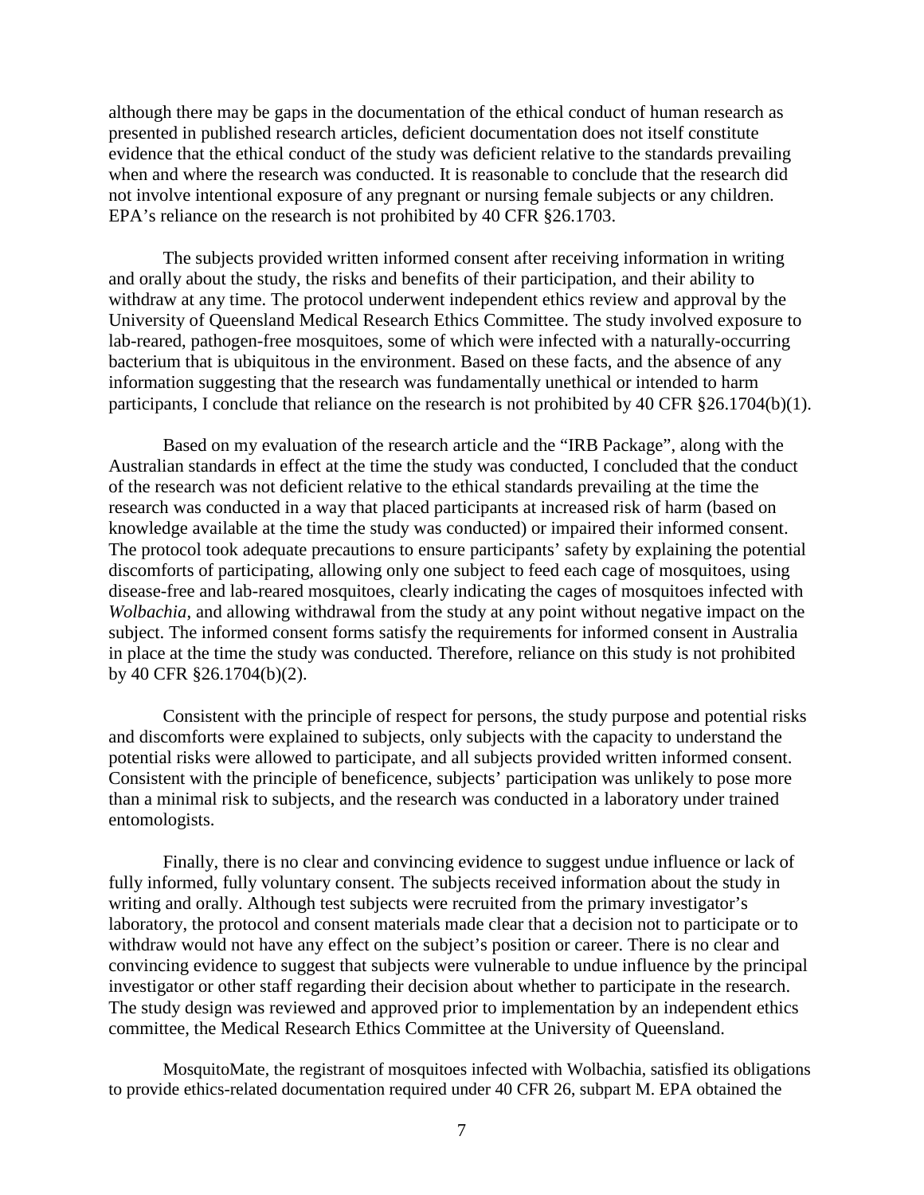although there may be gaps in the documentation of the ethical conduct of human research as presented in published research articles, deficient documentation does not itself constitute evidence that the ethical conduct of the study was deficient relative to the standards prevailing when and where the research was conducted. It is reasonable to conclude that the research did not involve intentional exposure of any pregnant or nursing female subjects or any children. EPA's reliance on the research is not prohibited by 40 CFR §26.1703.

The subjects provided written informed consent after receiving information in writing and orally about the study, the risks and benefits of their participation, and their ability to withdraw at any time. The protocol underwent independent ethics review and approval by the University of Queensland Medical Research Ethics Committee. The study involved exposure to lab-reared, pathogen-free mosquitoes, some of which were infected with a naturally-occurring bacterium that is ubiquitous in the environment. Based on these facts, and the absence of any information suggesting that the research was fundamentally unethical or intended to harm participants, I conclude that reliance on the research is not prohibited by 40 CFR §26.1704(b)(1).

Based on my evaluation of the research article and the "IRB Package", along with the Australian standards in effect at the time the study was conducted, I concluded that the conduct of the research was not deficient relative to the ethical standards prevailing at the time the research was conducted in a way that placed participants at increased risk of harm (based on knowledge available at the time the study was conducted) or impaired their informed consent. The protocol took adequate precautions to ensure participants' safety by explaining the potential discomforts of participating, allowing only one subject to feed each cage of mosquitoes, using disease-free and lab-reared mosquitoes, clearly indicating the cages of mosquitoes infected with *Wolbachia*, and allowing withdrawal from the study at any point without negative impact on the subject. The informed consent forms satisfy the requirements for informed consent in Australia in place at the time the study was conducted. Therefore, reliance on this study is not prohibited by 40 CFR §26.1704(b)(2).

Consistent with the principle of respect for persons, the study purpose and potential risks and discomforts were explained to subjects, only subjects with the capacity to understand the potential risks were allowed to participate, and all subjects provided written informed consent. Consistent with the principle of beneficence, subjects' participation was unlikely to pose more than a minimal risk to subjects, and the research was conducted in a laboratory under trained entomologists.

Finally, there is no clear and convincing evidence to suggest undue influence or lack of fully informed, fully voluntary consent. The subjects received information about the study in writing and orally. Although test subjects were recruited from the primary investigator's laboratory, the protocol and consent materials made clear that a decision not to participate or to withdraw would not have any effect on the subject's position or career. There is no clear and convincing evidence to suggest that subjects were vulnerable to undue influence by the principal investigator or other staff regarding their decision about whether to participate in the research. The study design was reviewed and approved prior to implementation by an independent ethics committee, the Medical Research Ethics Committee at the University of Queensland.

MosquitoMate, the registrant of mosquitoes infected with Wolbachia, satisfied its obligations to provide ethics-related documentation required under 40 CFR 26, subpart M. EPA obtained the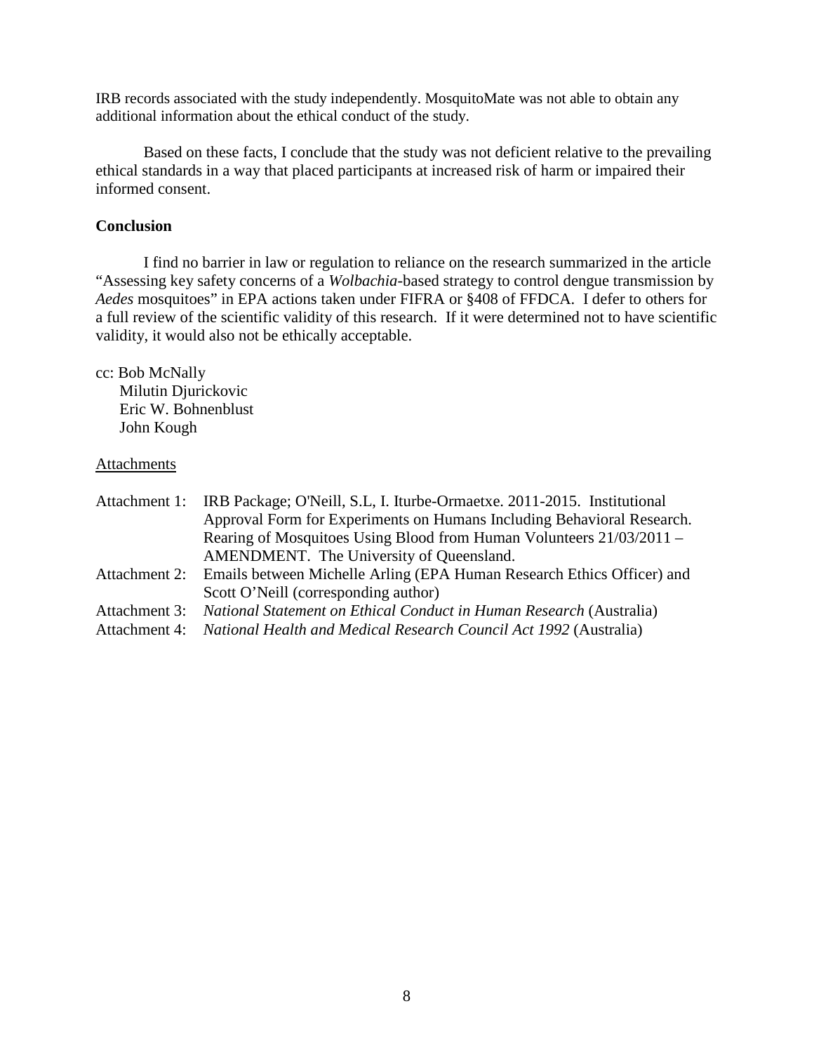IRB records associated with the study independently. MosquitoMate was not able to obtain any additional information about the ethical conduct of the study.

Based on these facts, I conclude that the study was not deficient relative to the prevailing ethical standards in a way that placed participants at increased risk of harm or impaired their informed consent.

**Conclusion**

I find no barrier in law or regulation to reliance on the research summarized in the article "Assessing key safety concerns of a *Wolbachia*-based strategy to control dengue transmission by *Aedes* mosquitoes" in EPA actions taken under FIFRA or §408 of FFDCA. I defer to others for a full review of the scientific validity of this research. If it were determined not to have scientific validity, it would also not be ethically acceptable.

cc: Bob McNally
Milutin Djurickovic
Eric W. Bohnenblust
John Kough

Attachments

| | |
|---|---|
| Attachment 1: | IRB Package; O'Neill, S.L, I. Iturbe-Ormaetxe. 2011-2015. Institutional Approval Form for Experiments on Humans Including Behavioral Research. Rearing of Mosquitoes Using Blood from Human Volunteers 21/03/2011 – AMENDMENT. The University of Queensland. |
| Attachment 2: | Emails between Michelle Arling (EPA Human Research Ethics Officer) and Scott O'Neill (corresponding author) |
| Attachment 3: | *National Statement on Ethical Conduct in Human Research* (Australia) |
| Attachment 4: | *National Health and Medical Research Council Act 1992* (Australia) |